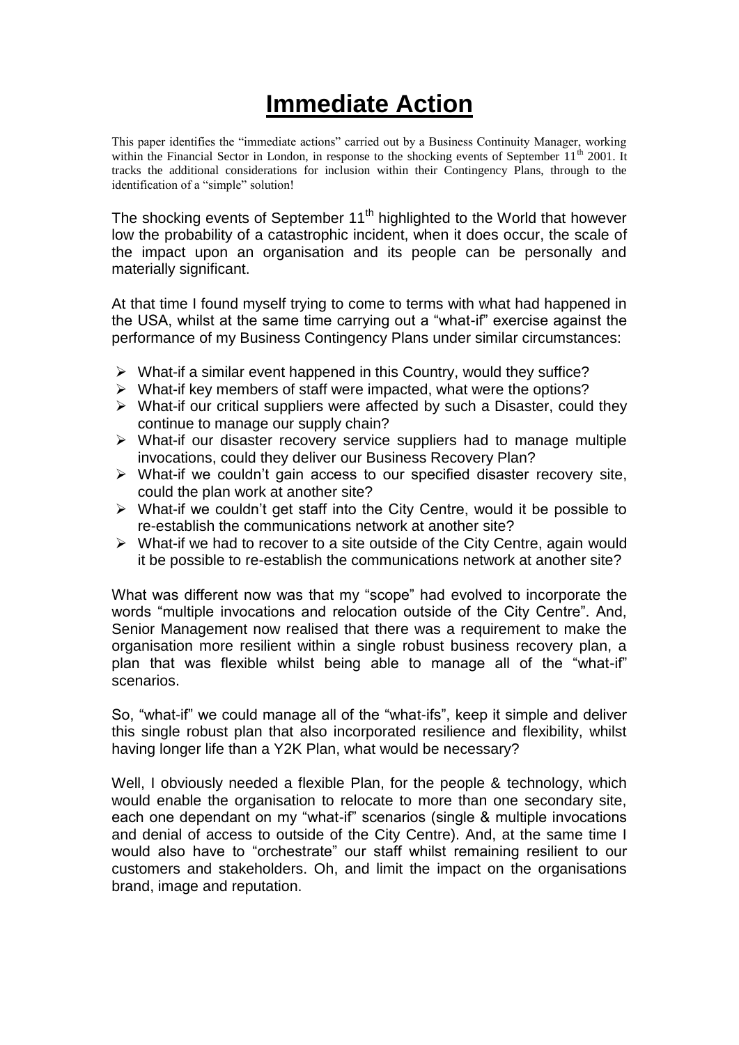# Immediate Action

This paper identifies the "immediate actions" carried out by a Business Continuity Manager, working within the Financial Sector in London, in response to the shocking events of September 11th 2001. It tracks the additional considerations for inclusion within their Contingency Plans, through to the identification of a "simple" solution!

The shocking events of September 11th highlighted to the World that however low the probability of a catastrophic incident, when it does occur, the scale of the impact upon an organisation and its people can be personally and materially significant.

At that time I found myself trying to come to terms with what had happened in the USA, whilst at the same time carrying out a "what-if" exercise against the performance of my Business Contingency Plans under similar circumstances:

- What-if a similar event happened in this Country, would they suffice?
- What-if key members of staff were impacted, what were the options?
- What-if our critical suppliers were affected by such a Disaster, could they continue to manage our supply chain?
- What-if our disaster recovery service suppliers had to manage multiple invocations, could they deliver our Business Recovery Plan?
- What-if we couldn't gain access to our specified disaster recovery site, could the plan work at another site?
- What-if we couldn't get staff into the City Centre, would it be possible to re-establish the communications network at another site?
- What-if we had to recover to a site outside of the City Centre, again would it be possible to re-establish the communications network at another site?

What was different now was that my "scope" had evolved to incorporate the words "multiple invocations and relocation outside of the City Centre". And, Senior Management now realised that there was a requirement to make the organisation more resilient within a single robust business recovery plan, a plan that was flexible whilst being able to manage all of the "what-if" scenarios.

So, "what-if" we could manage all of the "what-ifs", keep it simple and deliver this single robust plan that also incorporated resilience and flexibility, whilst having longer life than a Y2K Plan, what would be necessary?

Well, I obviously needed a flexible Plan, for the people & technology, which would enable the organisation to relocate to more than one secondary site, each one dependant on my "what-if" scenarios (single & multiple invocations and denial of access to outside of the City Centre). And, at the same time I would also have to "orchestrate" our staff whilst remaining resilient to our customers and stakeholders. Oh, and limit the impact on the organisations brand, image and reputation.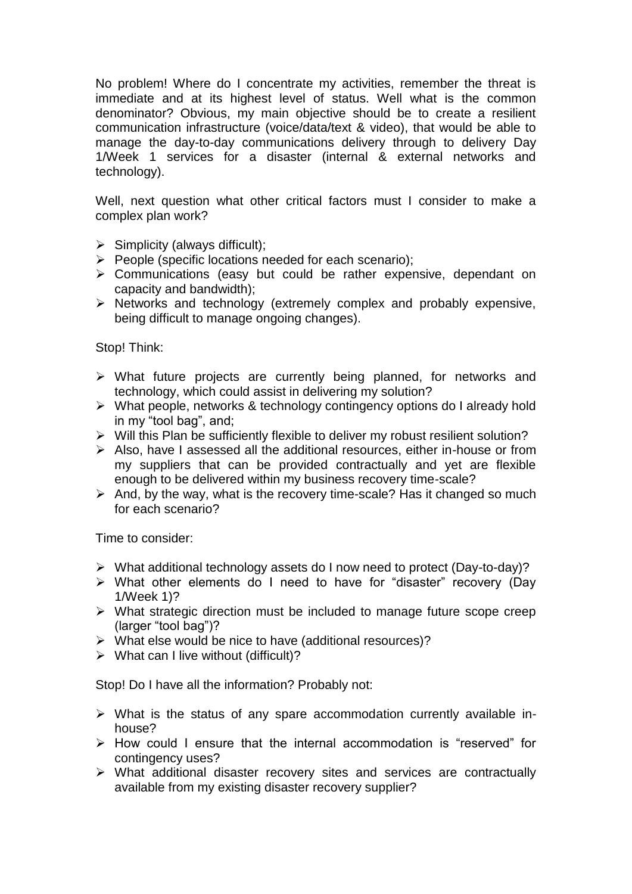No problem! Where do I concentrate my activities, remember the threat is immediate and at its highest level of status. Well what is the common denominator? Obvious, my main objective should be to create a resilient communication infrastructure (voice/data/text & video), that would be able to manage the day-to-day communications delivery through to delivery Day 1/Week 1 services for a disaster (internal & external networks and technology).

Well, next question what other critical factors must I consider to make a complex plan work?

- Simplicity (always difficult);
- People (specific locations needed for each scenario);
- Communications (easy but could be rather expensive, dependant on capacity and bandwidth);
- Networks and technology (extremely complex and probably expensive, being difficult to manage ongoing changes).

Stop! Think:

- What future projects are currently being planned, for networks and technology, which could assist in delivering my solution?
- What people, networks & technology contingency options do I already hold in my "tool bag", and;
- Will this Plan be sufficiently flexible to deliver my robust resilient solution?
- Also, have I assessed all the additional resources, either in-house or from my suppliers that can be provided contractually and yet are flexible enough to be delivered within my business recovery time-scale?
- And, by the way, what is the recovery time-scale? Has it changed so much for each scenario?

Time to consider:

- What additional technology assets do I now need to protect (Day-to-day)?
- What other elements do I need to have for "disaster" recovery (Day 1/Week 1)?
- What strategic direction must be included to manage future scope creep (larger "tool bag")?
- What else would be nice to have (additional resources)?
- What can I live without (difficult)?

Stop! Do I have all the information? Probably not:

- What is the status of any spare accommodation currently available in-house?
- How could I ensure that the internal accommodation is "reserved" for contingency uses?
- What additional disaster recovery sites and services are contractually available from my existing disaster recovery supplier?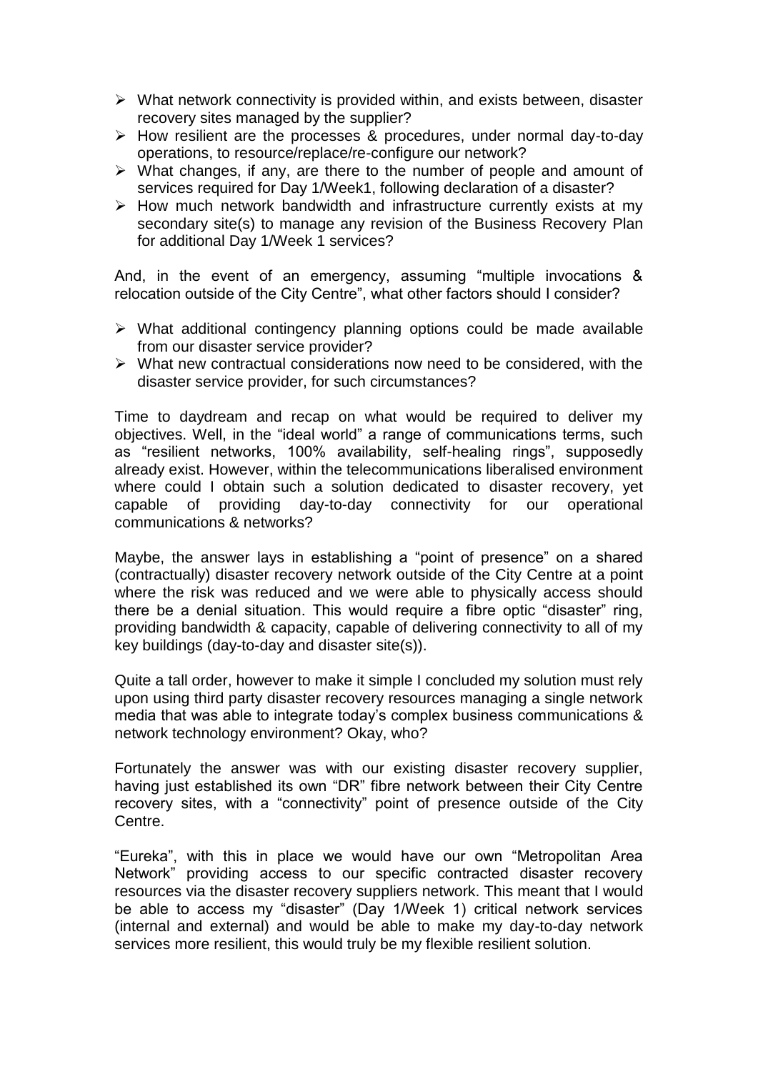- What network connectivity is provided within, and exists between, disaster recovery sites managed by the supplier?
- How resilient are the processes & procedures, under normal day-to-day operations, to resource/replace/re-configure our network?
- What changes, if any, are there to the number of people and amount of services required for Day 1/Week1, following declaration of a disaster?
- How much network bandwidth and infrastructure currently exists at my secondary site(s) to manage any revision of the Business Recovery Plan for additional Day 1/Week 1 services?

And, in the event of an emergency, assuming "multiple invocations & relocation outside of the City Centre", what other factors should I consider?

- What additional contingency planning options could be made available from our disaster service provider?
- What new contractual considerations now need to be considered, with the disaster service provider, for such circumstances?

Time to daydream and recap on what would be required to deliver my objectives. Well, in the "ideal world" a range of communications terms, such as "resilient networks, 100% availability, self-healing rings", supposedly already exist. However, within the telecommunications liberalised environment where could I obtain such a solution dedicated to disaster recovery, yet capable of providing day-to-day connectivity for our operational communications & networks?

Maybe, the answer lays in establishing a "point of presence" on a shared (contractually) disaster recovery network outside of the City Centre at a point where the risk was reduced and we were able to physically access should there be a denial situation. This would require a fibre optic "disaster" ring, providing bandwidth & capacity, capable of delivering connectivity to all of my key buildings (day-to-day and disaster site(s)).

Quite a tall order, however to make it simple I concluded my solution must rely upon using third party disaster recovery resources managing a single network media that was able to integrate today's complex business communications & network technology environment? Okay, who?

Fortunately the answer was with our existing disaster recovery supplier, having just established its own "DR" fibre network between their City Centre recovery sites, with a "connectivity" point of presence outside of the City Centre.

"Eureka", with this in place we would have our own "Metropolitan Area Network" providing access to our specific contracted disaster recovery resources via the disaster recovery suppliers network. This meant that I would be able to access my "disaster" (Day 1/Week 1) critical network services (internal and external) and would be able to make my day-to-day network services more resilient, this would truly be my flexible resilient solution.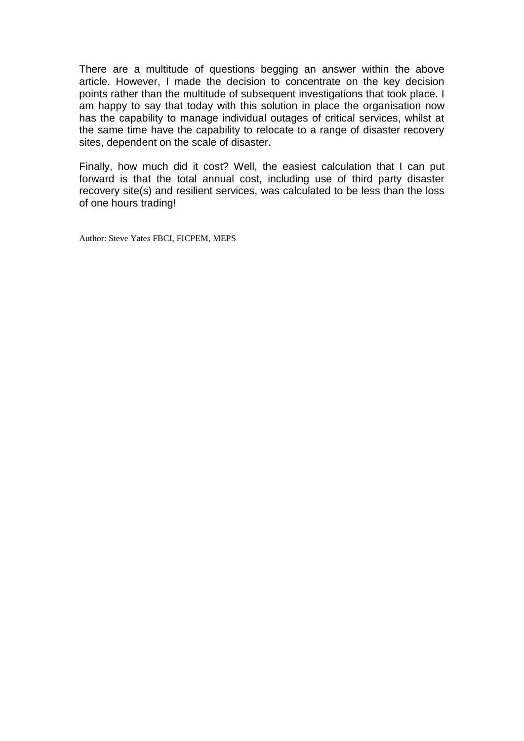There are a multitude of questions begging an answer within the above article. However, I made the decision to concentrate on the key decision points rather than the multitude of subsequent investigations that took place. I am happy to say that today with this solution in place the organisation now has the capability to manage individual outages of critical services, whilst at the same time have the capability to relocate to a range of disaster recovery sites, dependent on the scale of disaster.

Finally, how much did it cost? Well, the easiest calculation that I can put forward is that the total annual cost, including use of third party disaster recovery site(s) and resilient services, was calculated to be less than the loss of one hours trading!

Author: Steve Yates FBCI, FICPEM, MEPS